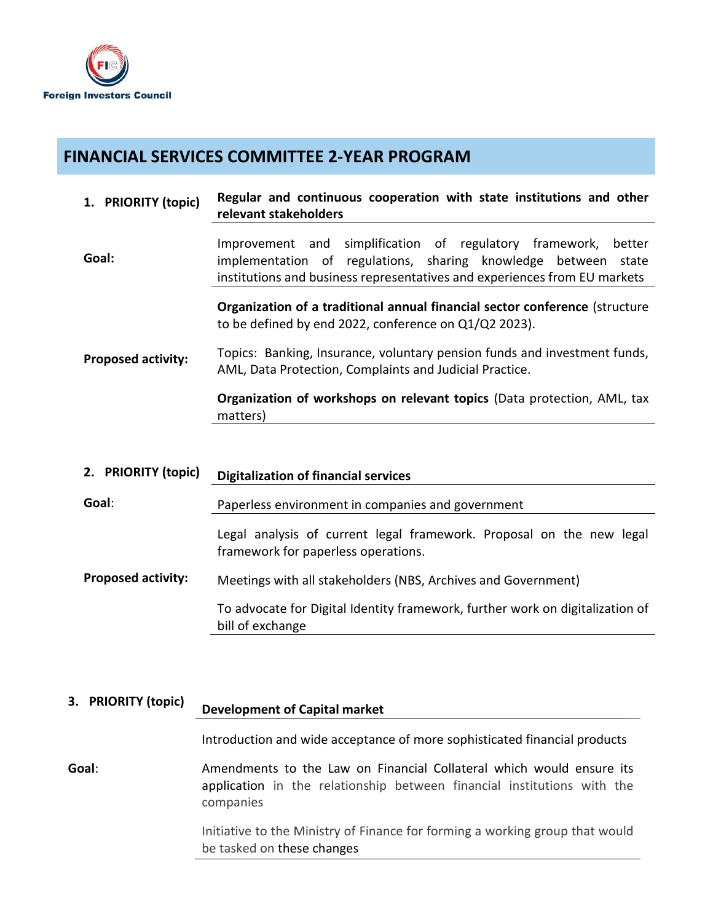Foreign Investors Council

# FINANCIAL SERVICES COMMITTEE 2-YEAR PROGRAM

| 1. PRIORITY (topic) | **Regular and continuous cooperation with state institutions and other relevant stakeholders** |
|---|---|
| Goal: | Improvement and simplification of regulatory framework, better implementation of regulations, sharing knowledge between state institutions and business representatives and experiences from EU markets |
| Proposed activity: | **Organization of a traditional annual financial sector conference** (structure to be defined by end 2022, conference on Q1/Q2 2023).<br><br>Topics: Banking, Insurance, voluntary pension funds and investment funds, AML, Data Protection, Complaints and Judicial Practice.<br><br>**Organization of workshops on relevant topics** (Data protection, AML, tax matters) |

| 2. PRIORITY (topic) | **Digitalization of financial services** |
|---|---|
| Goal: | Paperless environment in companies and government |
| Proposed activity: | Legal analysis of current legal framework. Proposal on the new legal framework for paperless operations.<br><br>Meetings with all stakeholders (NBS, Archives and Government)<br><br>To advocate for Digital Identity framework, further work on digitalization of bill of exchange |

| 3. PRIORITY (topic) | **Development of Capital market** |
|---|---|
| Goal: | Introduction and wide acceptance of more sophisticated financial products<br><br>Amendments to the Law on Financial Collateral which would ensure its application in the relationship between financial institutions with the companies<br><br>Initiative to the Ministry of Finance for forming a working group that would be tasked on these changes |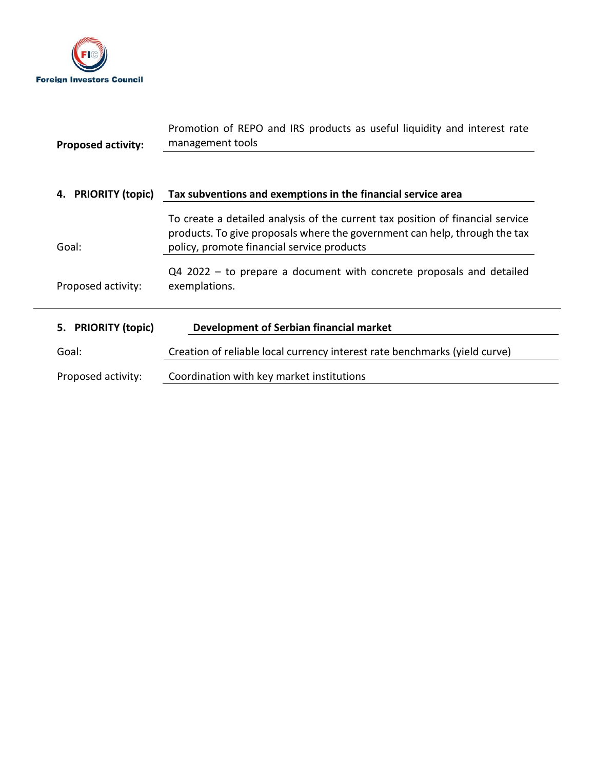| | |
|---|---|
| **Proposed activity:** | Promotion of REPO and IRS products as useful liquidity and interest rate management tools |

| | |
|---|---|
| **4. PRIORITY (topic)** | **Tax subventions and exemptions in the financial service area** |
| Goal: | To create a detailed analysis of the current tax position of financial service products. To give proposals where the government can help, through the tax policy, promote financial service products |
| Proposed activity: | Q4 2022 – to prepare a document with concrete proposals and detailed exemplations. |

| | |
|---|---|
| **5. PRIORITY (topic)** | **Development of Serbian financial market** |
| Goal: | Creation of reliable local currency interest rate benchmarks (yield curve) |
| Proposed activity: | Coordination with key market institutions |